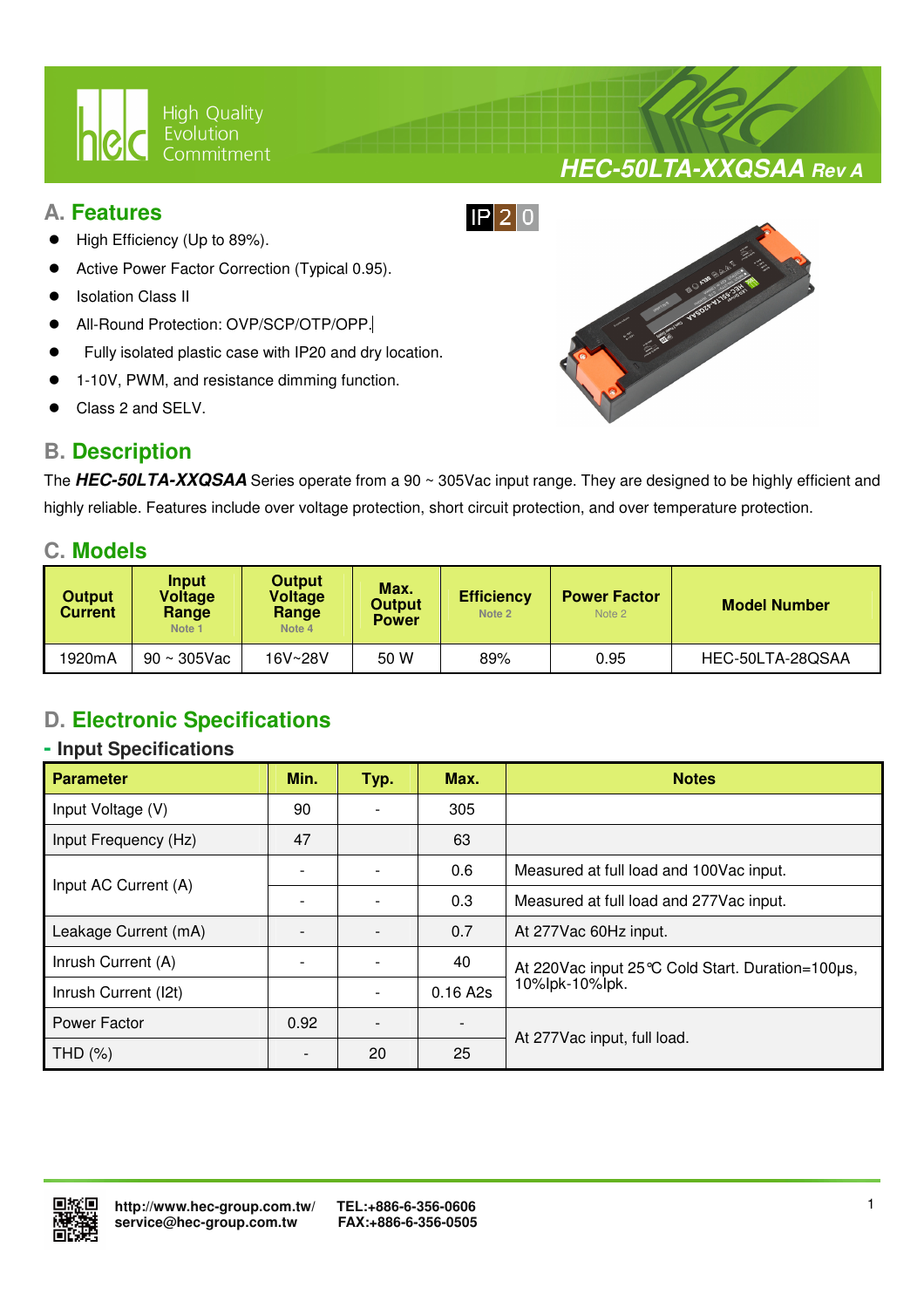# HEC-50LTA-XXQSAA Rev A

## A. Features

IP20

- High Efficiency (Up to 89%).
- Active Power Factor Correction (Typical 0.95).
- Isolation Class II
- All-Round Protection: OVP/SCP/OTP/OPP.
- Fully isolated plastic case with IP20 and dry location.
- 1-10V, PWM, and resistance dimming function.
- Class 2 and SELV.

## B. Description

The ***HEC-50LTA-XXQSAA*** Series operate from a 90 ~ 305Vac input range. They are designed to be highly efficient and highly reliable. Features include over voltage protection, short circuit protection, and over temperature protection.

## C. Models

| Output Current | Input Voltage Range Note 1 | Output Voltage Range Note 4 | Max. Output Power | Efficiency Note 2 | Power Factor Note 2 | Model Number |
|---|---|---|---|---|---|---|
| 1920mA | 90 ~ 305Vac | 16V~28V | 50 W | 89% | 0.95 | HEC-50LTA-28QSAA |

## D. Electronic Specifications

### - Input Specifications

| Parameter | Min. | Typ. | Max. | Notes |
|---|---|---|---|---|
| Input Voltage (V) | 90 | - | 305 | |
| Input Frequency (Hz) | 47 | | 63 | |
| Input AC Current (A) | - | - | 0.6 | Measured at full load and 100Vac input. |
| | - | - | 0.3 | Measured at full load and 277Vac input. |
| Leakage Current (mA) | - | - | 0.7 | At 277Vac 60Hz input. |
| Inrush Current (A) | - | - | 40 | At 220Vac input 25℃ Cold Start. Duration=100μs, 10%Ipk-10%Ipk. |
| Inrush Current (I2t) | | - | 0.16 A2s | |
| Power Factor | 0.92 | - | - | At 277Vac input, full load. |
| THD (%) | - | 20 | 25 | |

http://www.hec-group.com.tw/
service@hec-group.com.tw
TEL:+886-6-356-0606
FAX:+886-6-356-0505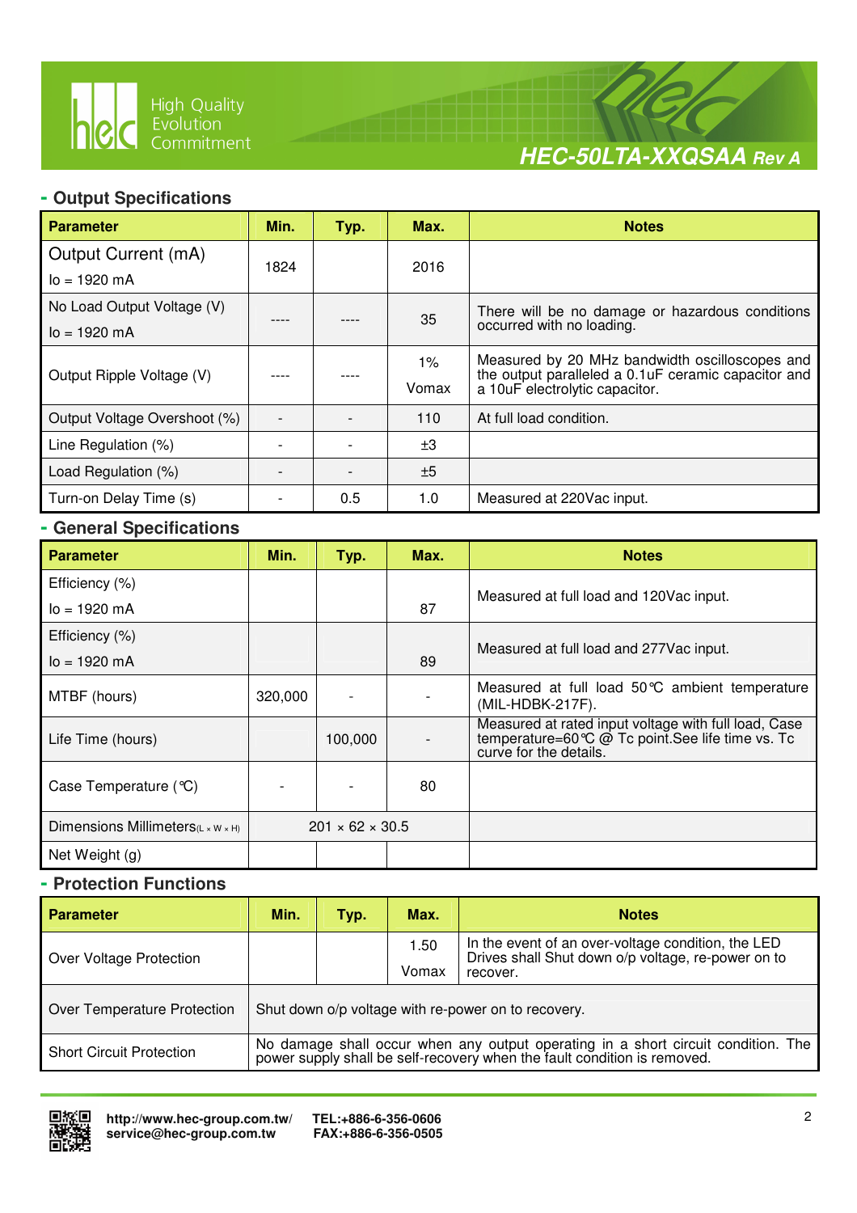## - Output Specifications

| Parameter | Min. | Typ. | Max. | Notes |
|---|---|---|---|---|
| Output Current (mA) Io = 1920 mA | 1824 | | 2016 | |
| No Load Output Voltage (V) Io = 1920 mA | ---- | ---- | 35 | There will be no damage or hazardous conditions occurred with no loading. |
| Output Ripple Voltage (V) | ---- | ---- | 1% Vomax | Measured by 20 MHz bandwidth oscilloscopes and the output paralleled a 0.1uF ceramic capacitor and a 10uF electrolytic capacitor. |
| Output Voltage Overshoot (%) | - | - | 110 | At full load condition. |
| Line Regulation (%) | - | - | ±3 | |
| Load Regulation (%) | - | - | ±5 | |
| Turn-on Delay Time (s) | - | 0.5 | 1.0 | Measured at 220Vac input. |

## - General Specifications

| Parameter | Min. | Typ. | Max. | Notes |
|---|---|---|---|---|
| Efficiency (%) Io = 1920 mA | | | 87 | Measured at full load and 120Vac input. |
| Efficiency (%) Io = 1920 mA | | | 89 | Measured at full load and 277Vac input. |
| MTBF (hours) | 320,000 | - | - | Measured at full load 50℃ ambient temperature (MIL-HDBK-217F). |
| Life Time (hours) | | 100,000 | - | Measured at rated input voltage with full load, Case temperature=60℃ @ Tc point.See life time vs. Tc curve for the details. |
| Case Temperature (℃) | - | - | 80 | |
| Dimensions Millimeters(L × W × H) | 201 × 62 × 30.5 | | | |
| Net Weight (g) | | | | |

## - Protection Functions

| Parameter | Min. | Typ. | Max. | Notes |
|---|---|---|---|---|
| Over Voltage Protection | | | 1.50 Vomax | In the event of an over-voltage condition, the LED Drives shall Shut down o/p voltage, re-power on to recover. |
| Over Temperature Protection | Shut down o/p voltage with re-power on to recovery. | | | |
| Short Circuit Protection | No damage shall occur when any output operating in a short circuit condition. The power supply shall be self-recovery when the fault condition is removed. | | | |

http://www.hec-group.com.tw/
service@hec-group.com.tw
TEL:+886-6-356-0606
FAX:+886-6-356-0505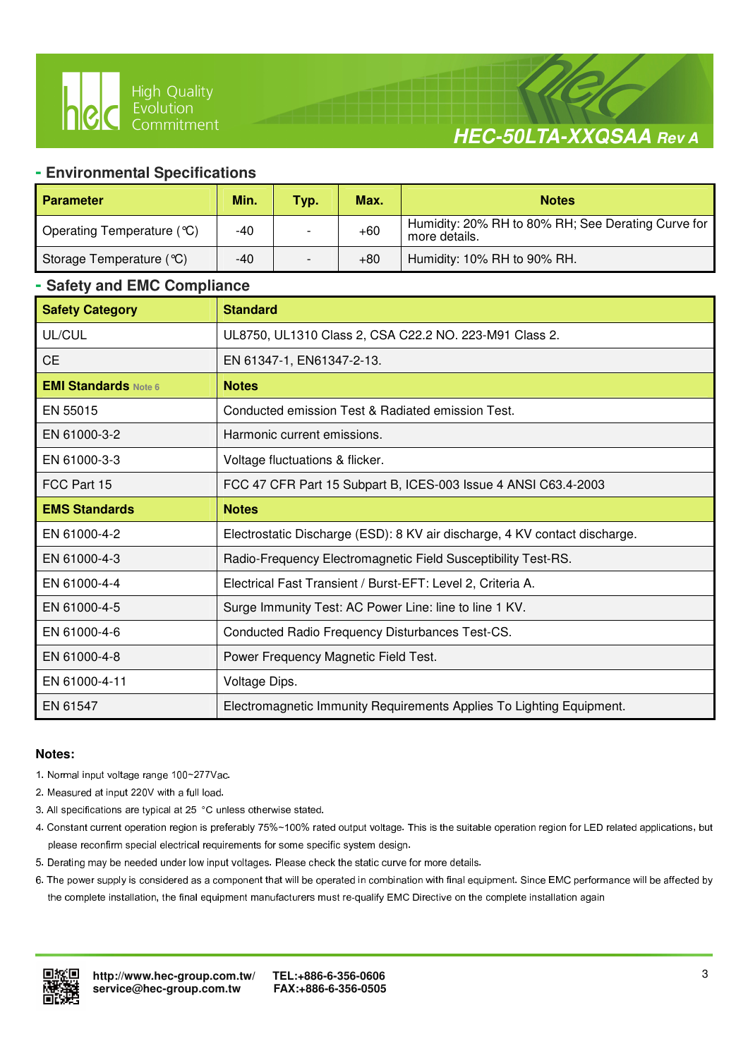## - Environmental Specifications

| Parameter | Min. | Typ. | Max. | Notes |
|---|---|---|---|---|
| Operating Temperature (℃) | -40 | - | +60 | Humidity: 20% RH to 80% RH; See Derating Curve for more details. |
| Storage Temperature (℃) | -40 | - | +80 | Humidity: 10% RH to 90% RH. |

## - Safety and EMC Compliance

| Safety Category | Standard |
|---|---|
| UL/CUL | UL8750, UL1310 Class 2, CSA C22.2 NO. 223-M91 Class 2. |
| CE | EN 61347-1, EN61347-2-13. |
| **EMI Standards** Note 6 | **Notes** |
| EN 55015 | Conducted emission Test & Radiated emission Test. |
| EN 61000-3-2 | Harmonic current emissions. |
| EN 61000-3-3 | Voltage fluctuations & flicker. |
| FCC Part 15 | FCC 47 CFR Part 15 Subpart B, ICES-003 Issue 4 ANSI C63.4-2003 |
| **EMS Standards** | **Notes** |
| EN 61000-4-2 | Electrostatic Discharge (ESD): 8 KV air discharge, 4 KV contact discharge. |
| EN 61000-4-3 | Radio-Frequency Electromagnetic Field Susceptibility Test-RS. |
| EN 61000-4-4 | Electrical Fast Transient / Burst-EFT: Level 2, Criteria A. |
| EN 61000-4-5 | Surge Immunity Test: AC Power Line: line to line 1 KV. |
| EN 61000-4-6 | Conducted Radio Frequency Disturbances Test-CS. |
| EN 61000-4-8 | Power Frequency Magnetic Field Test. |
| EN 61000-4-11 | Voltage Dips. |
| EN 61547 | Electromagnetic Immunity Requirements Applies To Lighting Equipment. |

**Notes:**

1. Normal input voltage range 100~277Vac.
2. Measured at input 220V with a full load.
3. All specifications are typical at 25 °C unless otherwise stated.
4. Constant current operation region is preferably 75%~100% rated output voltage. This is the suitable operation region for LED related applications, but please reconfirm special electrical requirements for some specific system design.
5. Derating may be needed under low input voltages. Please check the static curve for more details.
6. The power supply is considered as a component that will be operated in combination with final equipment. Since EMC performance will be affected by the complete installation, the final equipment manufacturers must re-qualify EMC Directive on the complete installation again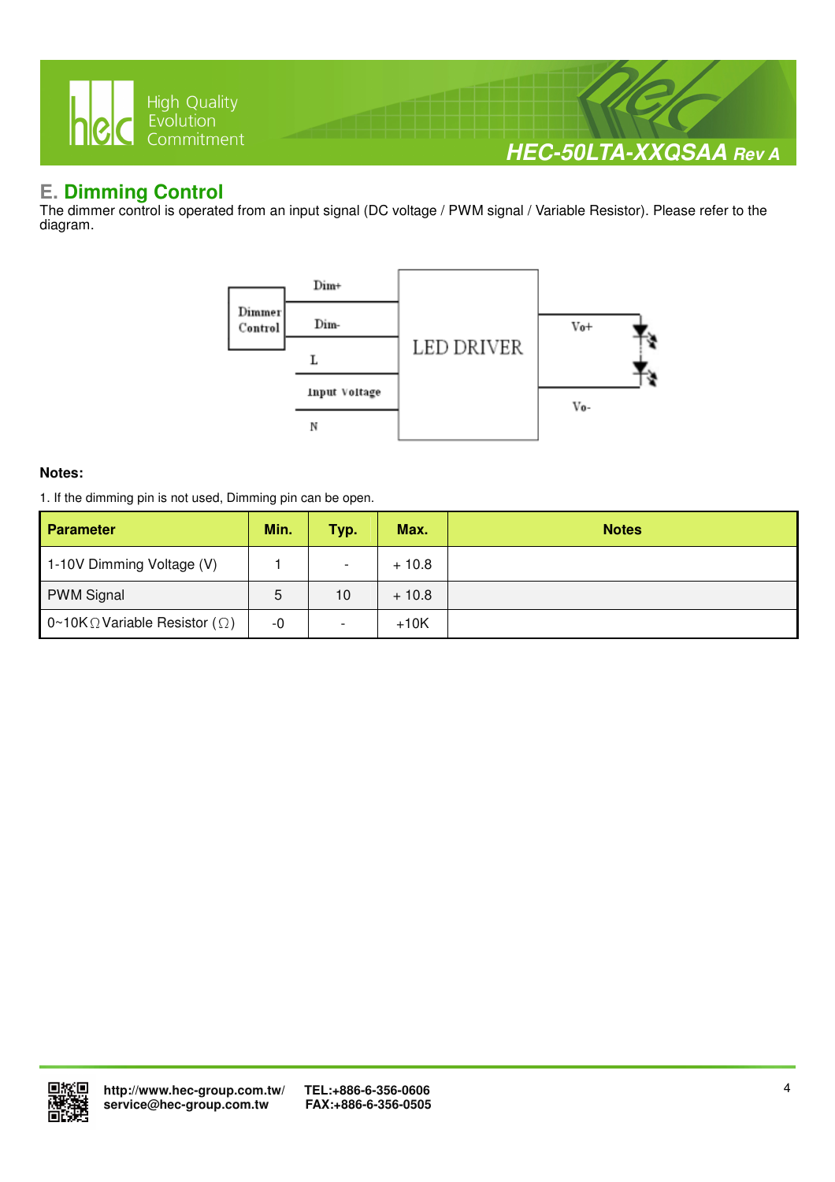## E. Dimming Control

The dimmer control is operated from an input signal (DC voltage / PWM signal / Variable Resistor). Please refer to the diagram.

Dim+

Dimmer Control

Dim-

L

Input Voltage

N

LED DRIVER

Vo+

Vo-

**Notes:**

1. If the dimming pin is not used, Dimming pin can be open.

| Parameter | Min. | Typ. | Max. | Notes |
|---|---|---|---|---|
| 1-10V Dimming Voltage (V) | 1 | - | + 10.8 | |
| PWM Signal | 5 | 10 | + 10.8 | |
| 0~10KΩ Variable Resistor (Ω) | -0 | - | +10K | |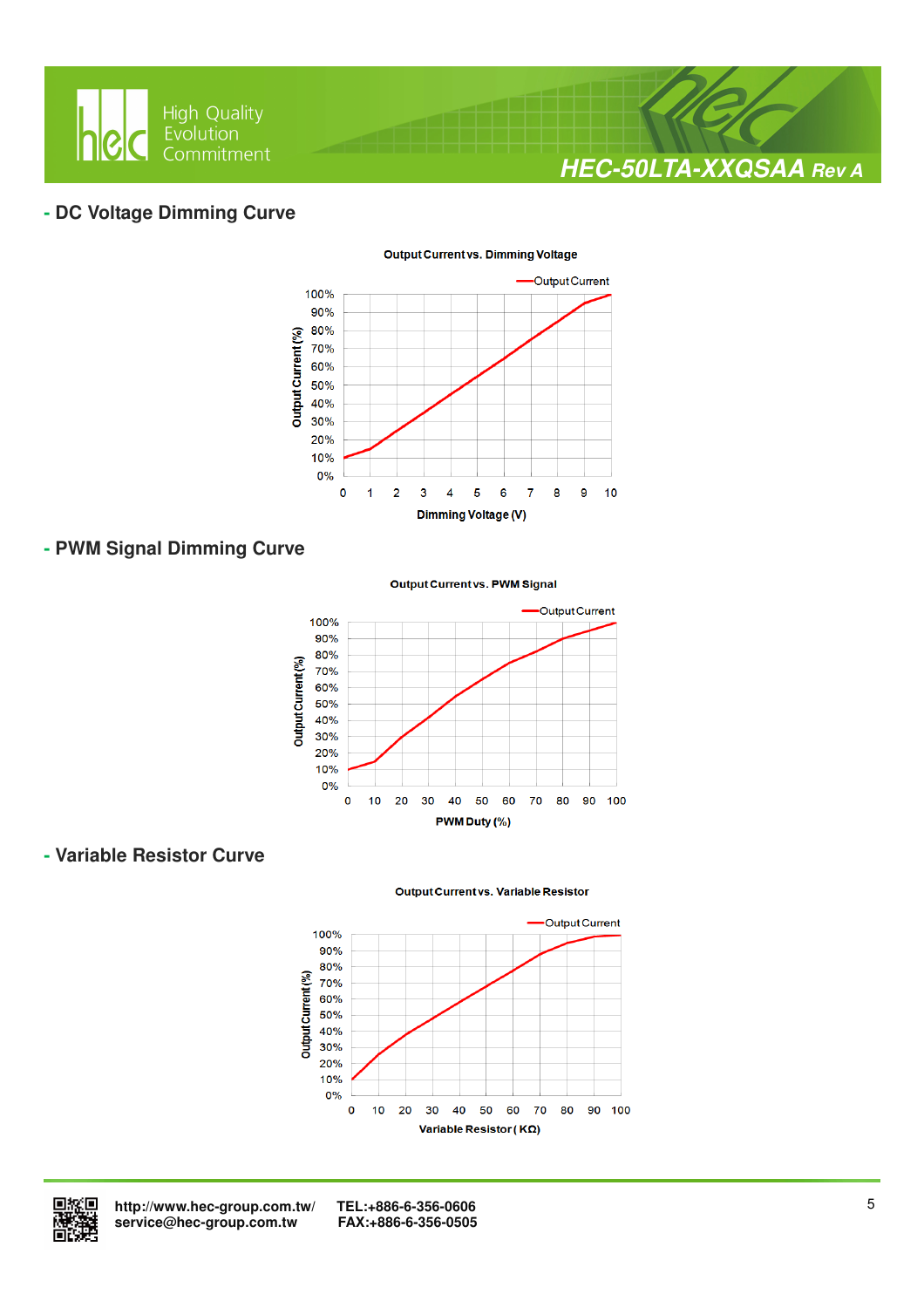## - DC Voltage Dimming Curve

**Output Current vs. Dimming Voltage**

Output Current

Output Current (%): 0%, 10%, 20%, 30%, 40%, 50%, 60%, 70%, 80%, 90%, 100%

Dimming Voltage (V): 0, 1, 2, 3, 4, 5, 6, 7, 8, 9, 10

## - PWM Signal Dimming Curve

**Output Current vs. PWM Signal**

Output Current

Output Current (%): 0%, 10%, 20%, 30%, 40%, 50%, 60%, 70%, 80%, 90%, 100%

PWM Duty (%): 0, 10, 20, 30, 40, 50, 60, 70, 80, 90, 100

## - Variable Resistor Curve

**Output Current vs. Variable Resistor**

Output Current

Output Current (%): 0%, 10%, 20%, 30%, 40%, 50%, 60%, 70%, 80%, 90%, 100%

Variable Resistor ( KΩ): 0, 10, 20, 30, 40, 50, 60, 70, 80, 90, 100

http://www.hec-group.com.tw/
service@hec-group.com.tw

TEL:+886-6-356-0606
FAX:+886-6-356-0505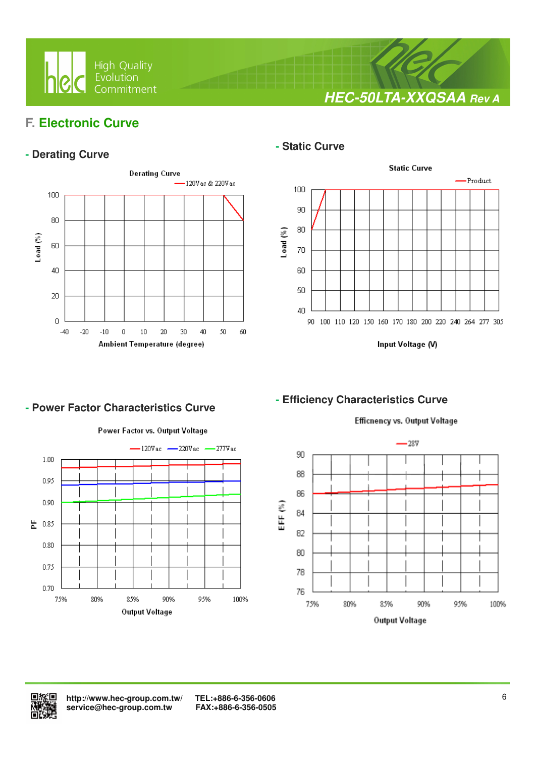## F. Electronic Curve

### - Derating Curve

Derating Curve

—120Vac & 220Vac

Load (%)

100, 80, 60, 40, 20, 0

-40, -20, -10, 0, 10, 20, 30, 40, 50, 60

Ambient Temperature (degree)

### - Static Curve

Static Curve

—Product

Load (%)

100, 90, 80, 70, 60, 50, 40

90, 100, 110, 120, 150, 160, 170, 180, 200, 220, 240, 264, 277, 305

Input Voltage (V)

### - Power Factor Characteristics Curve

Power Factor vs. Output Voltage

—120Vac —220Vac —277Vac

PF

1.00, 0.95, 0.90, 0.85, 0.80, 0.75, 0.70

75%, 80%, 85%, 90%, 95%, 100%

Output Voltage

### - Efficiency Characteristics Curve

Efficnency vs. Output Voltage

—28V

EFF (%)

90, 88, 86, 84, 82, 80, 78, 76

75%, 80%, 85%, 90%, 95%, 100%

Output Voltage

http://www.hec-group.com.tw/ TEL:+886-6-356-0606
service@hec-group.com.tw FAX:+886-6-356-0505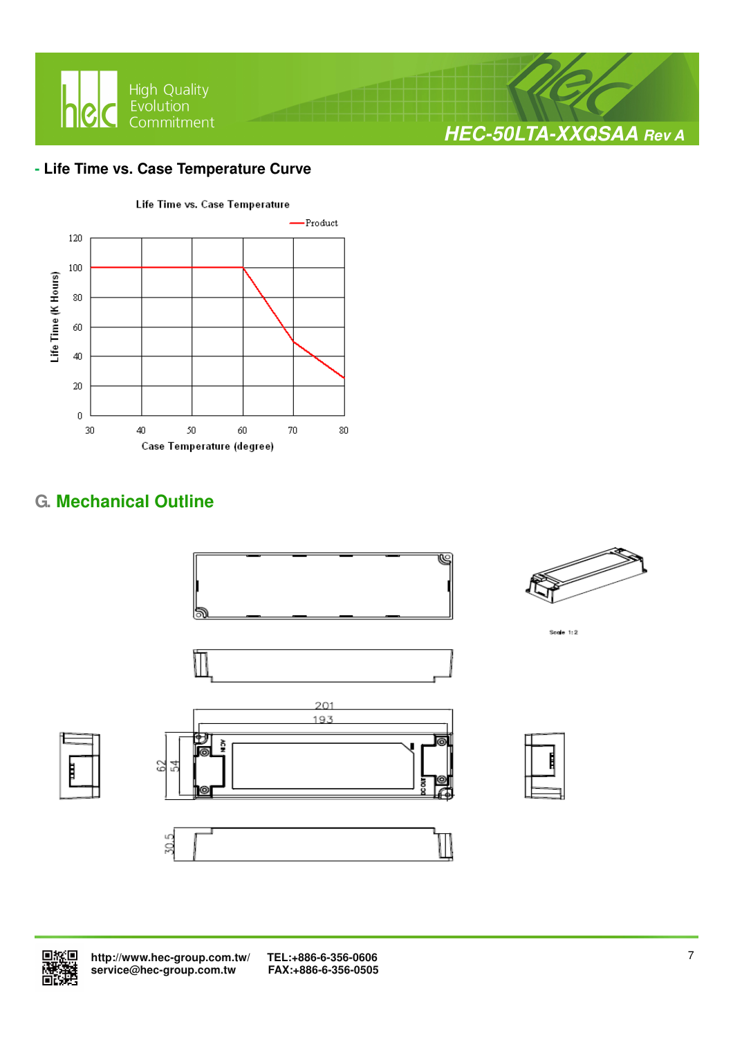## - Life Time vs. Case Temperature Curve

Life Time vs. Case Temperature

Product

Life Time (K Hours)

120
100
80
60
40
20
0

30 40 50 60 70 80

Case Temperature (degree)

## G. Mechanical Outline

Scale 1:2

201
193
62
54
30.5

AC IN
DC OUT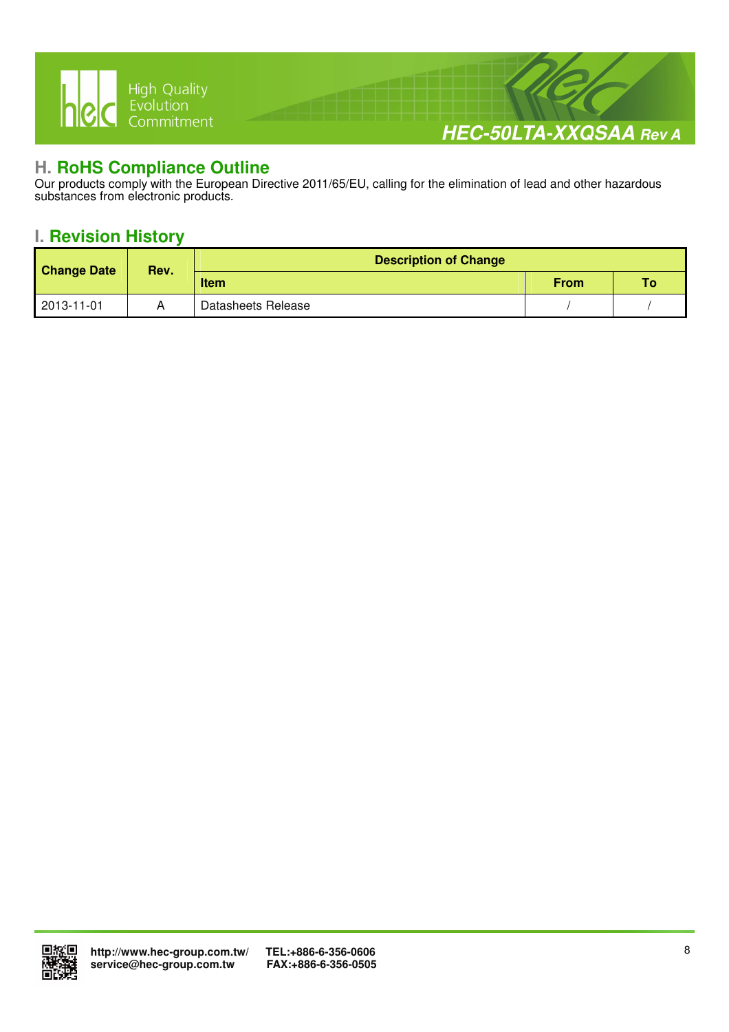## H. RoHS Compliance Outline

Our products comply with the European Directive 2011/65/EU, calling for the elimination of lead and other hazardous substances from electronic products.

## I. Revision History

| Change Date | Rev. | Description of Change | | |
|---|---|---|---|---|
| | | Item | From | To |
| 2013-11-01 | A | Datasheets Release | / | / |